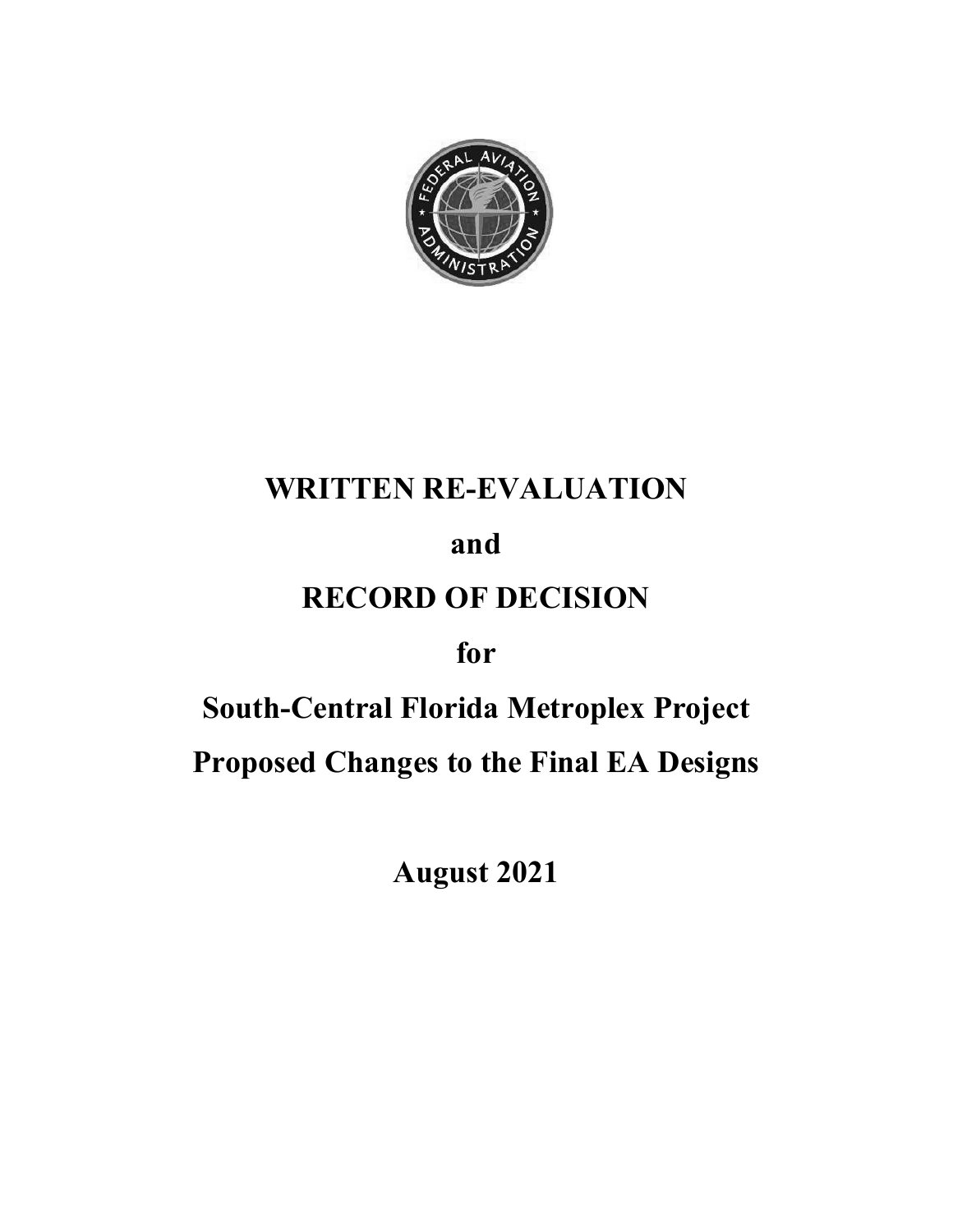# WRITTEN RE-EVALUATION

# and

# RECORD OF DECISION

# for

# South-Central Florida Metroplex Project

# Proposed Changes to the Final EA Designs

**August 2021**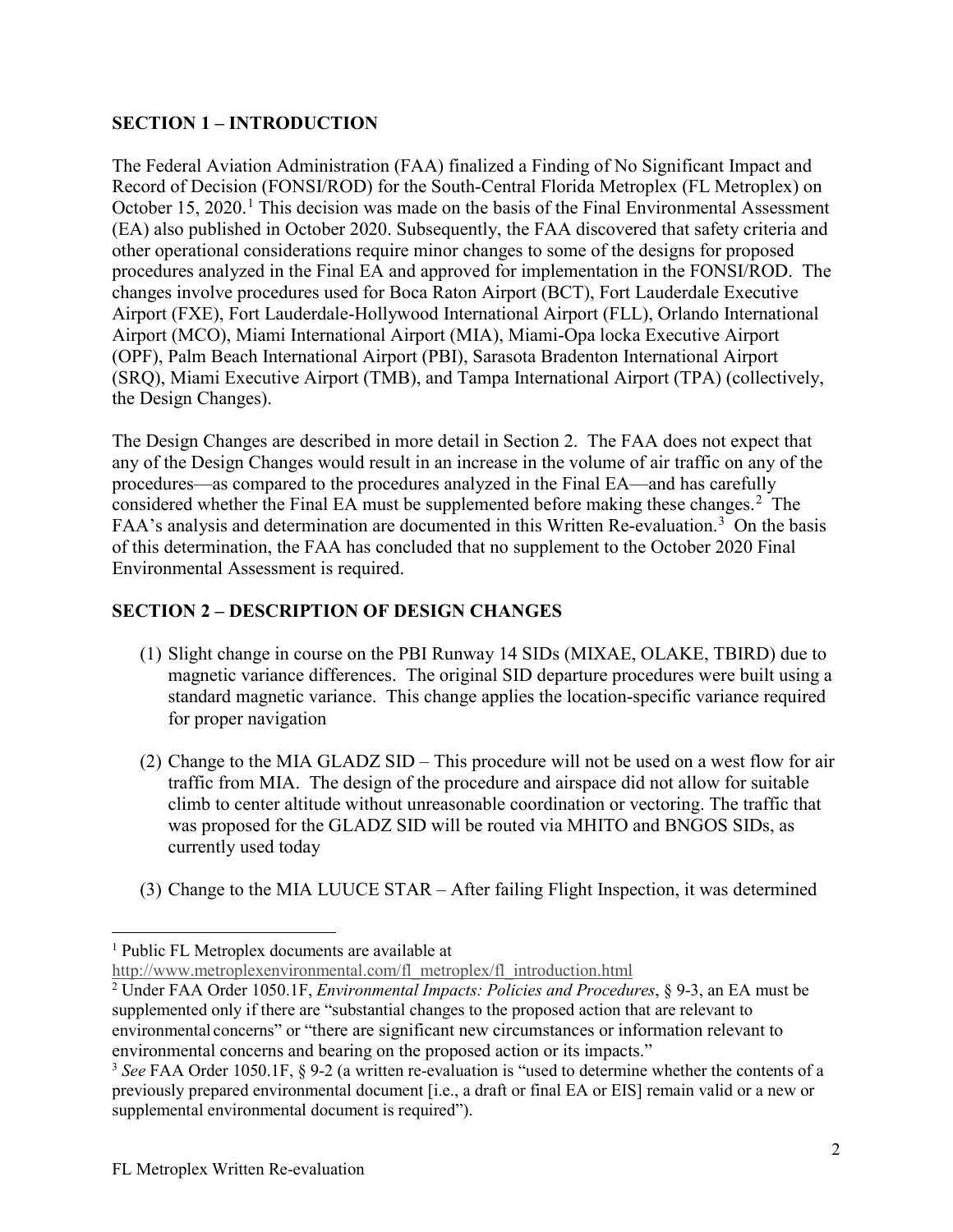## SECTION 1 – INTRODUCTION

The Federal Aviation Administration (FAA) finalized a Finding of No Significant Impact and Record of Decision (FONSI/ROD) for the South-Central Florida Metroplex (FL Metroplex) on October 15, 2020.[1] This decision was made on the basis of the Final Environmental Assessment (EA) also published in October 2020. Subsequently, the FAA discovered that safety criteria and other operational considerations require minor changes to some of the designs for proposed procedures analyzed in the Final EA and approved for implementation in the FONSI/ROD. The changes involve procedures used for Boca Raton Airport (BCT), Fort Lauderdale Executive Airport (FXE), Fort Lauderdale-Hollywood International Airport (FLL), Orlando International Airport (MCO), Miami International Airport (MIA), Miami-Opa locka Executive Airport (OPF), Palm Beach International Airport (PBI), Sarasota Bradenton International Airport (SRQ), Miami Executive Airport (TMB), and Tampa International Airport (TPA) (collectively, the Design Changes).

The Design Changes are described in more detail in Section 2. The FAA does not expect that any of the Design Changes would result in an increase in the volume of air traffic on any of the procedures—as compared to the procedures analyzed in the Final EA—and has carefully considered whether the Final EA must be supplemented before making these changes.[2] The FAA's analysis and determination are documented in this Written Re-evaluation.[3] On the basis of this determination, the FAA has concluded that no supplement to the October 2020 Final Environmental Assessment is required.

## SECTION 2 – DESCRIPTION OF DESIGN CHANGES

(1) Slight change in course on the PBI Runway 14 SIDs (MIXAE, OLAKE, TBIRD) due to magnetic variance differences. The original SID departure procedures were built using a standard magnetic variance. This change applies the location-specific variance required for proper navigation

(2) Change to the MIA GLADZ SID – This procedure will not be used on a west flow for air traffic from MIA. The design of the procedure and airspace did not allow for suitable climb to center altitude without unreasonable coordination or vectoring. The traffic that was proposed for the GLADZ SID will be routed via MHITO and BNGOS SIDs, as currently used today

(3) Change to the MIA LUUCE STAR – After failing Flight Inspection, it was determined

---

[1] Public FL Metroplex documents are available at http://www.metroplexenvironmental.com/fl_metroplex/fl_introduction.html

[2] Under FAA Order 1050.1F, *Environmental Impacts: Policies and Procedures*, § 9-3, an EA must be supplemented only if there are "substantial changes to the proposed action that are relevant to environmental concerns" or "there are significant new circumstances or information relevant to environmental concerns and bearing on the proposed action or its impacts."

[3] *See* FAA Order 1050.1F, § 9-2 (a written re-evaluation is "used to determine whether the contents of a previously prepared environmental document [i.e., a draft or final EA or EIS] remain valid or a new or supplemental environmental document is required").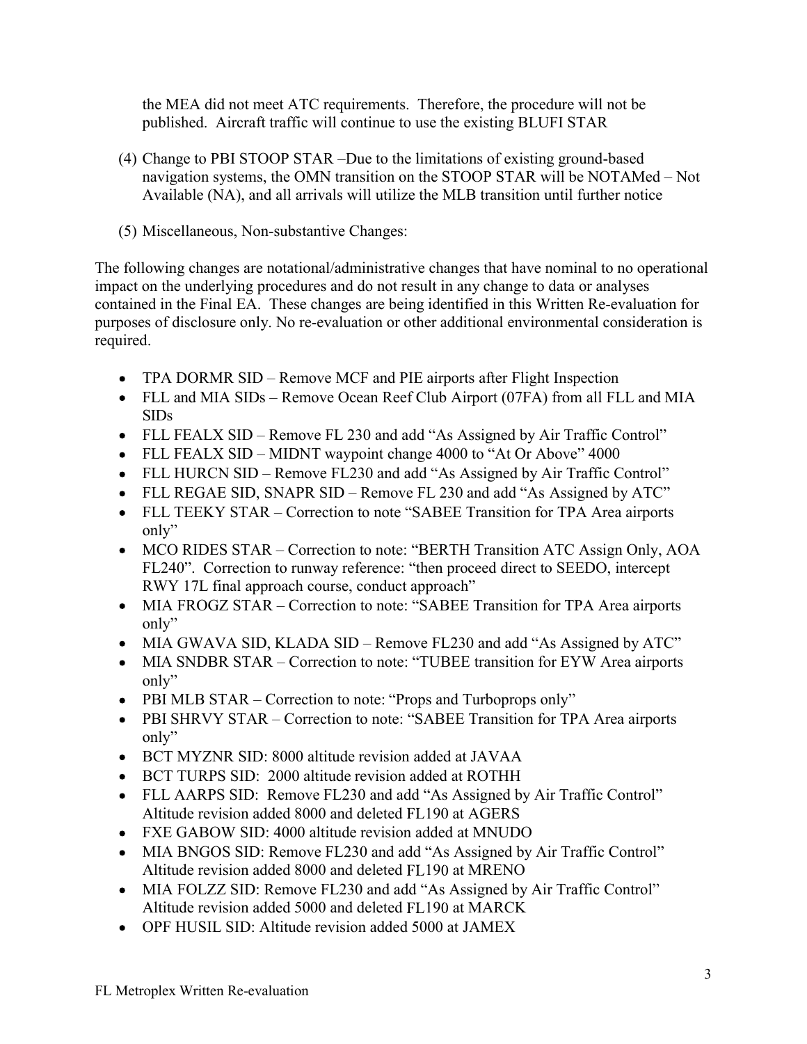the MEA did not meet ATC requirements. Therefore, the procedure will not be published. Aircraft traffic will continue to use the existing BLUFI STAR

(4) Change to PBI STOOP STAR –Due to the limitations of existing ground-based navigation systems, the OMN transition on the STOOP STAR will be NOTAMed – Not Available (NA), and all arrivals will utilize the MLB transition until further notice

(5) Miscellaneous, Non-substantive Changes:

The following changes are notational/administrative changes that have nominal to no operational impact on the underlying procedures and do not result in any change to data or analyses contained in the Final EA. These changes are being identified in this Written Re-evaluation for purposes of disclosure only. No re-evaluation or other additional environmental consideration is required.

- TPA DORMR SID – Remove MCF and PIE airports after Flight Inspection
- FLL and MIA SIDs – Remove Ocean Reef Club Airport (07FA) from all FLL and MIA SIDs
- FLL FEALX SID – Remove FL 230 and add "As Assigned by Air Traffic Control"
- FLL FEALX SID – MIDNT waypoint change 4000 to "At Or Above" 4000
- FLL HURCN SID – Remove FL230 and add "As Assigned by Air Traffic Control"
- FLL REGAE SID, SNAPR SID – Remove FL 230 and add "As Assigned by ATC"
- FLL TEEKY STAR – Correction to note "SABEE Transition for TPA Area airports only"
- MCO RIDES STAR – Correction to note: "BERTH Transition ATC Assign Only, AOA FL240". Correction to runway reference: "then proceed direct to SEEDO, intercept RWY 17L final approach course, conduct approach"
- MIA FROGZ STAR – Correction to note: "SABEE Transition for TPA Area airports only"
- MIA GWAVA SID, KLADA SID – Remove FL230 and add "As Assigned by ATC"
- MIA SNDBR STAR – Correction to note: "TUBEE transition for EYW Area airports only"
- PBI MLB STAR – Correction to note: "Props and Turboprops only"
- PBI SHRVY STAR – Correction to note: "SABEE Transition for TPA Area airports only"
- BCT MYZNR SID: 8000 altitude revision added at JAVAA
- BCT TURPS SID: 2000 altitude revision added at ROTHH
- FLL AARPS SID: Remove FL230 and add "As Assigned by Air Traffic Control" Altitude revision added 8000 and deleted FL190 at AGERS
- FXE GABOW SID: 4000 altitude revision added at MNUDO
- MIA BNGOS SID: Remove FL230 and add "As Assigned by Air Traffic Control" Altitude revision added 8000 and deleted FL190 at MRENO
- MIA FOLZZ SID: Remove FL230 and add "As Assigned by Air Traffic Control" Altitude revision added 5000 and deleted FL190 at MARCK
- OPF HUSIL SID: Altitude revision added 5000 at JAMEX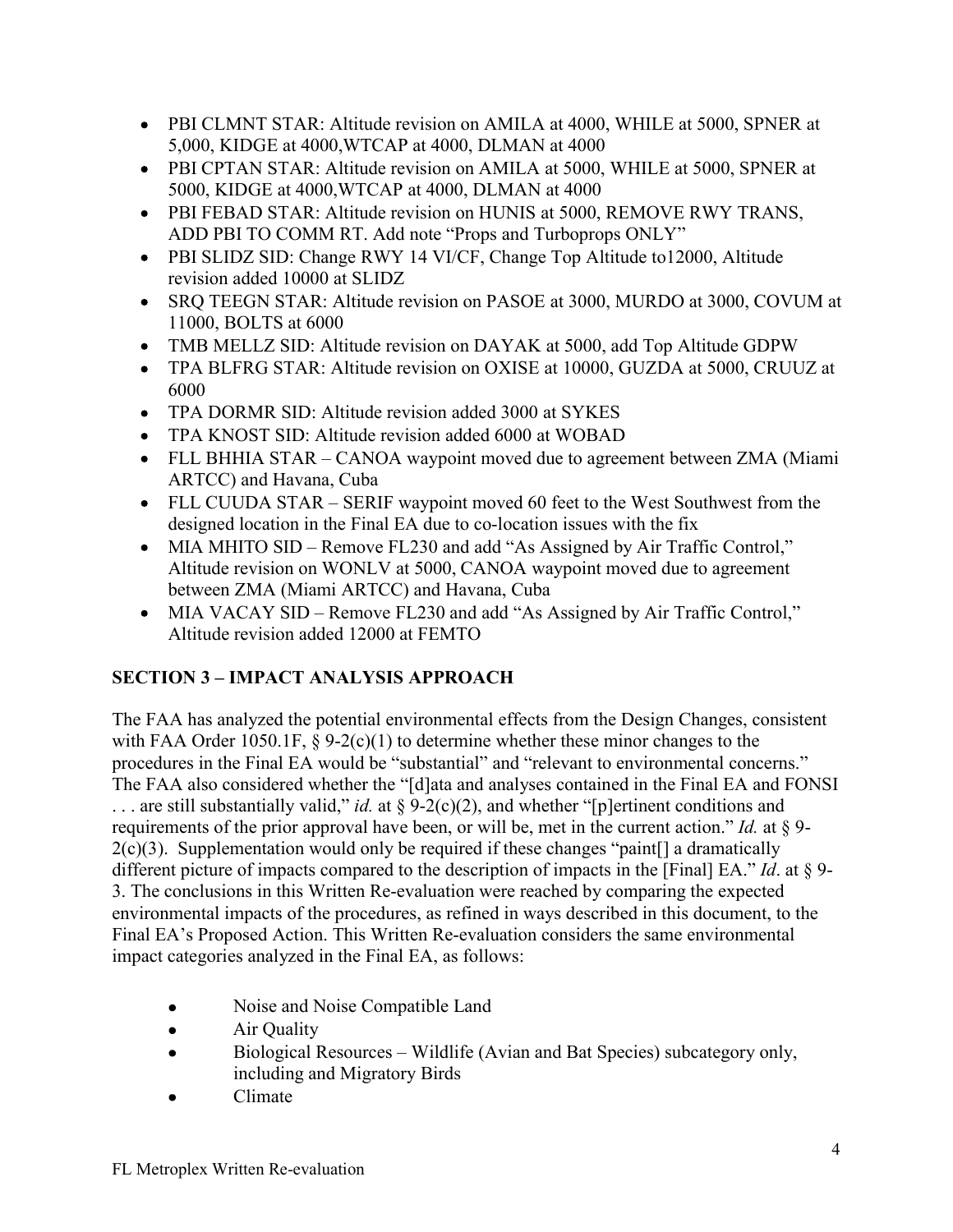- PBI CLMNT STAR: Altitude revision on AMILA at 4000, WHILE at 5000, SPNER at 5,000, KIDGE at 4000,WTCAP at 4000, DLMAN at 4000
- PBI CPTAN STAR: Altitude revision on AMILA at 5000, WHILE at 5000, SPNER at 5000, KIDGE at 4000,WTCAP at 4000, DLMAN at 4000
- PBI FEBAD STAR: Altitude revision on HUNIS at 5000, REMOVE RWY TRANS, ADD PBI TO COMM RT. Add note "Props and Turboprops ONLY"
- PBI SLIDZ SID: Change RWY 14 VI/CF, Change Top Altitude to12000, Altitude revision added 10000 at SLIDZ
- SRQ TEEGN STAR: Altitude revision on PASOE at 3000, MURDO at 3000, COVUM at 11000, BOLTS at 6000
- TMB MELLZ SID: Altitude revision on DAYAK at 5000, add Top Altitude GDPW
- TPA BLFRG STAR: Altitude revision on OXISE at 10000, GUZDA at 5000, CRUUZ at 6000
- TPA DORMR SID: Altitude revision added 3000 at SYKES
- TPA KNOST SID: Altitude revision added 6000 at WOBAD
- FLL BHHIA STAR – CANOA waypoint moved due to agreement between ZMA (Miami ARTCC) and Havana, Cuba
- FLL CUUDA STAR – SERIF waypoint moved 60 feet to the West Southwest from the designed location in the Final EA due to co-location issues with the fix
- MIA MHITO SID – Remove FL230 and add "As Assigned by Air Traffic Control," Altitude revision on WONLV at 5000, CANOA waypoint moved due to agreement between ZMA (Miami ARTCC) and Havana, Cuba
- MIA VACAY SID – Remove FL230 and add "As Assigned by Air Traffic Control," Altitude revision added 12000 at FEMTO

## SECTION 3 – IMPACT ANALYSIS APPROACH

The FAA has analyzed the potential environmental effects from the Design Changes, consistent with FAA Order 1050.1F, § 9-2(c)(1) to determine whether these minor changes to the procedures in the Final EA would be "substantial" and "relevant to environmental concerns." The FAA also considered whether the "[d]ata and analyses contained in the Final EA and FONSI . . . are still substantially valid," *id.* at § 9-2(c)(2), and whether "[p]ertinent conditions and requirements of the prior approval have been, or will be, met in the current action." *Id.* at § 9-2(c)(3). Supplementation would only be required if these changes "paint[] a dramatically different picture of impacts compared to the description of impacts in the [Final] EA." *Id*. at § 9-3. The conclusions in this Written Re-evaluation were reached by comparing the expected environmental impacts of the procedures, as refined in ways described in this document, to the Final EA's Proposed Action. This Written Re-evaluation considers the same environmental impact categories analyzed in the Final EA, as follows:

- Noise and Noise Compatible Land
- Air Quality
- Biological Resources – Wildlife (Avian and Bat Species) subcategory only, including and Migratory Birds
- Climate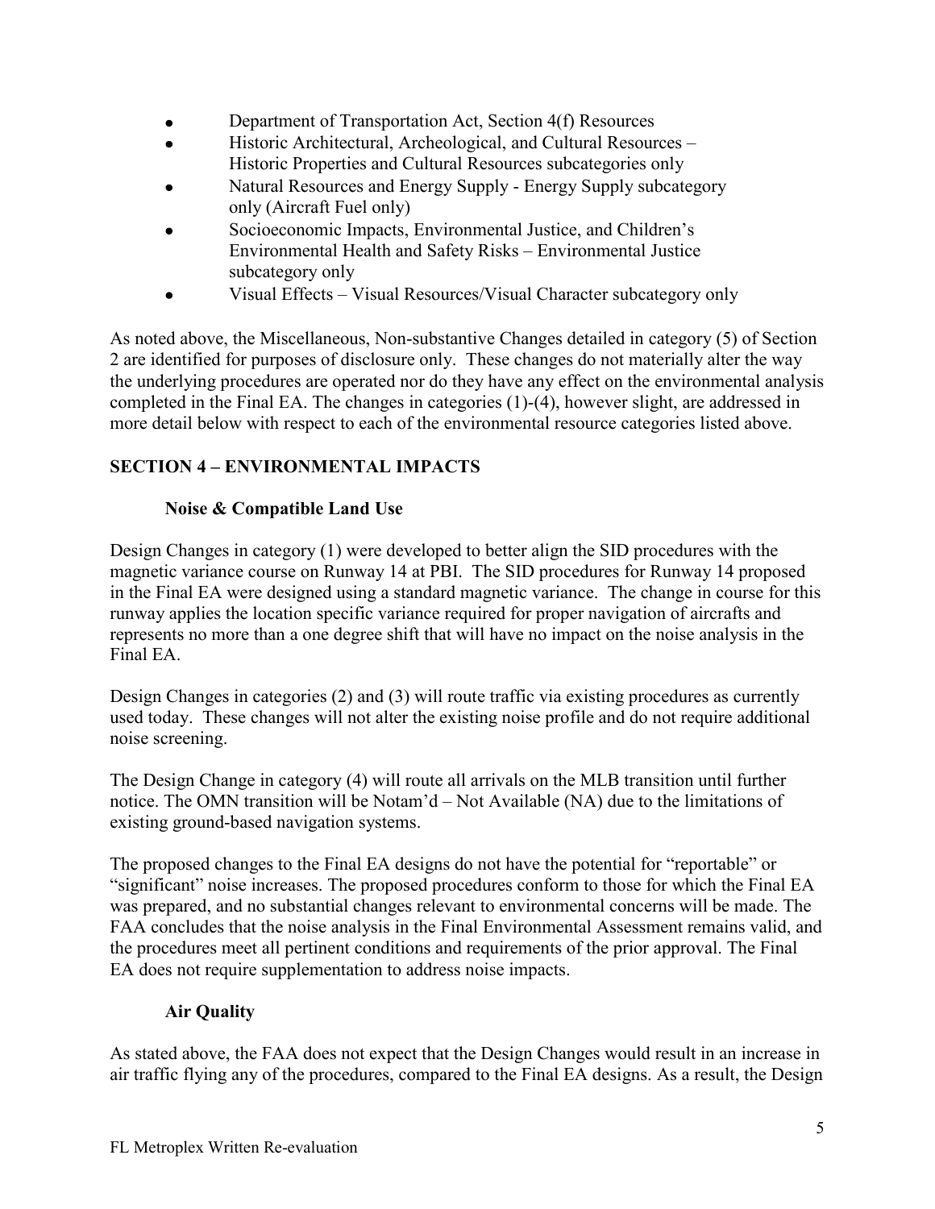- Department of Transportation Act, Section 4(f) Resources
- Historic Architectural, Archeological, and Cultural Resources – Historic Properties and Cultural Resources subcategories only
- Natural Resources and Energy Supply - Energy Supply subcategory only (Aircraft Fuel only)
- Socioeconomic Impacts, Environmental Justice, and Children's Environmental Health and Safety Risks – Environmental Justice subcategory only
- Visual Effects – Visual Resources/Visual Character subcategory only

As noted above, the Miscellaneous, Non-substantive Changes detailed in category (5) of Section 2 are identified for purposes of disclosure only. These changes do not materially alter the way the underlying procedures are operated nor do they have any effect on the environmental analysis completed in the Final EA. The changes in categories (1)-(4), however slight, are addressed in more detail below with respect to each of the environmental resource categories listed above.

## SECTION 4 – ENVIRONMENTAL IMPACTS

### Noise & Compatible Land Use

Design Changes in category (1) were developed to better align the SID procedures with the magnetic variance course on Runway 14 at PBI. The SID procedures for Runway 14 proposed in the Final EA were designed using a standard magnetic variance. The change in course for this runway applies the location specific variance required for proper navigation of aircrafts and represents no more than a one degree shift that will have no impact on the noise analysis in the Final EA.

Design Changes in categories (2) and (3) will route traffic via existing procedures as currently used today. These changes will not alter the existing noise profile and do not require additional noise screening.

The Design Change in category (4) will route all arrivals on the MLB transition until further notice. The OMN transition will be Notam'd – Not Available (NA) due to the limitations of existing ground-based navigation systems.

The proposed changes to the Final EA designs do not have the potential for "reportable" or "significant" noise increases. The proposed procedures conform to those for which the Final EA was prepared, and no substantial changes relevant to environmental concerns will be made. The FAA concludes that the noise analysis in the Final Environmental Assessment remains valid, and the procedures meet all pertinent conditions and requirements of the prior approval. The Final EA does not require supplementation to address noise impacts.

### Air Quality

As stated above, the FAA does not expect that the Design Changes would result in an increase in air traffic flying any of the procedures, compared to the Final EA designs. As a result, the Design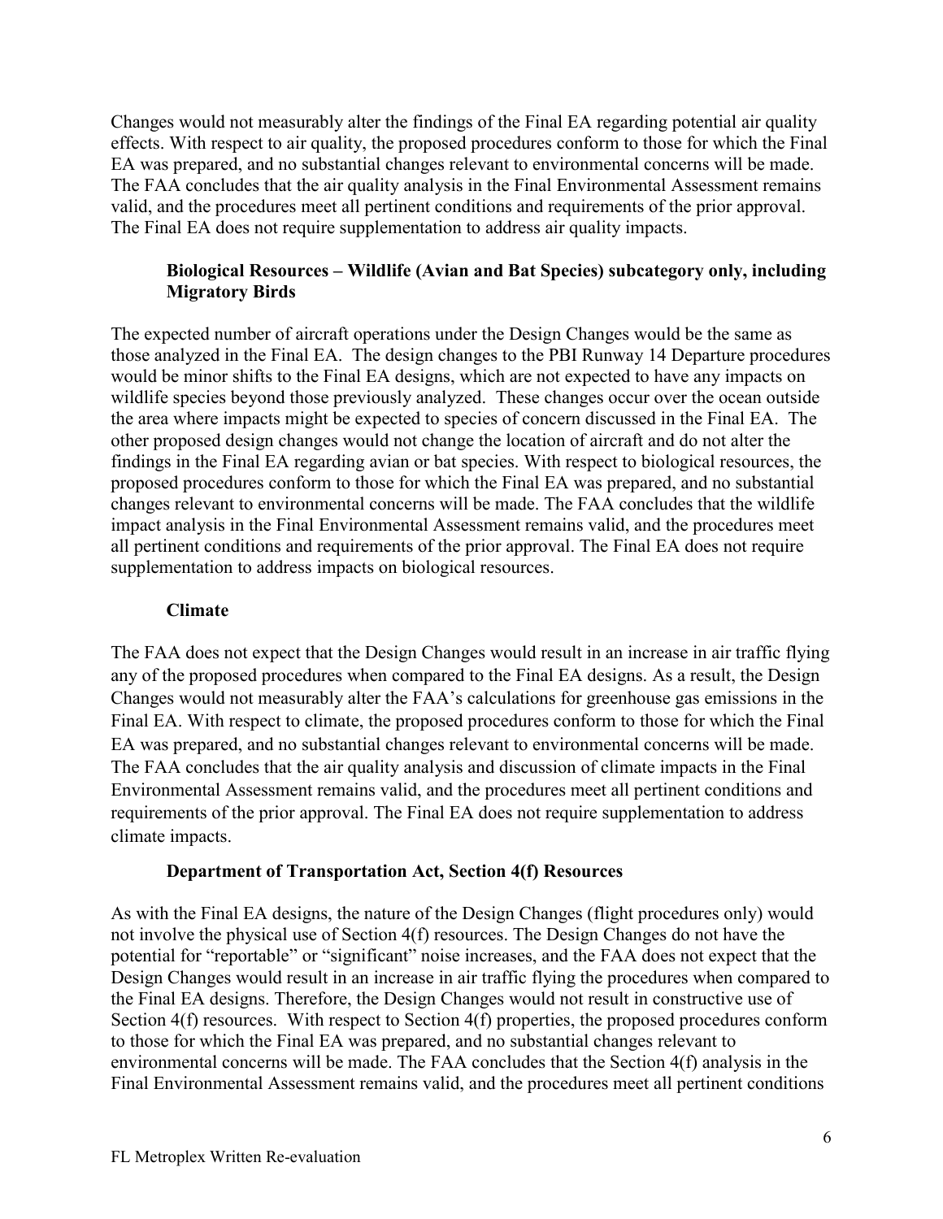Changes would not measurably alter the findings of the Final EA regarding potential air quality effects. With respect to air quality, the proposed procedures conform to those for which the Final EA was prepared, and no substantial changes relevant to environmental concerns will be made. The FAA concludes that the air quality analysis in the Final Environmental Assessment remains valid, and the procedures meet all pertinent conditions and requirements of the prior approval. The Final EA does not require supplementation to address air quality impacts.

### Biological Resources – Wildlife (Avian and Bat Species) subcategory only, including Migratory Birds

The expected number of aircraft operations under the Design Changes would be the same as those analyzed in the Final EA. The design changes to the PBI Runway 14 Departure procedures would be minor shifts to the Final EA designs, which are not expected to have any impacts on wildlife species beyond those previously analyzed. These changes occur over the ocean outside the area where impacts might be expected to species of concern discussed in the Final EA. The other proposed design changes would not change the location of aircraft and do not alter the findings in the Final EA regarding avian or bat species. With respect to biological resources, the proposed procedures conform to those for which the Final EA was prepared, and no substantial changes relevant to environmental concerns will be made. The FAA concludes that the wildlife impact analysis in the Final Environmental Assessment remains valid, and the procedures meet all pertinent conditions and requirements of the prior approval. The Final EA does not require supplementation to address impacts on biological resources.

### Climate

The FAA does not expect that the Design Changes would result in an increase in air traffic flying any of the proposed procedures when compared to the Final EA designs. As a result, the Design Changes would not measurably alter the FAA's calculations for greenhouse gas emissions in the Final EA. With respect to climate, the proposed procedures conform to those for which the Final EA was prepared, and no substantial changes relevant to environmental concerns will be made. The FAA concludes that the air quality analysis and discussion of climate impacts in the Final Environmental Assessment remains valid, and the procedures meet all pertinent conditions and requirements of the prior approval. The Final EA does not require supplementation to address climate impacts.

### Department of Transportation Act, Section 4(f) Resources

As with the Final EA designs, the nature of the Design Changes (flight procedures only) would not involve the physical use of Section 4(f) resources. The Design Changes do not have the potential for "reportable" or "significant" noise increases, and the FAA does not expect that the Design Changes would result in an increase in air traffic flying the procedures when compared to the Final EA designs. Therefore, the Design Changes would not result in constructive use of Section 4(f) resources. With respect to Section 4(f) properties, the proposed procedures conform to those for which the Final EA was prepared, and no substantial changes relevant to environmental concerns will be made. The FAA concludes that the Section 4(f) analysis in the Final Environmental Assessment remains valid, and the procedures meet all pertinent conditions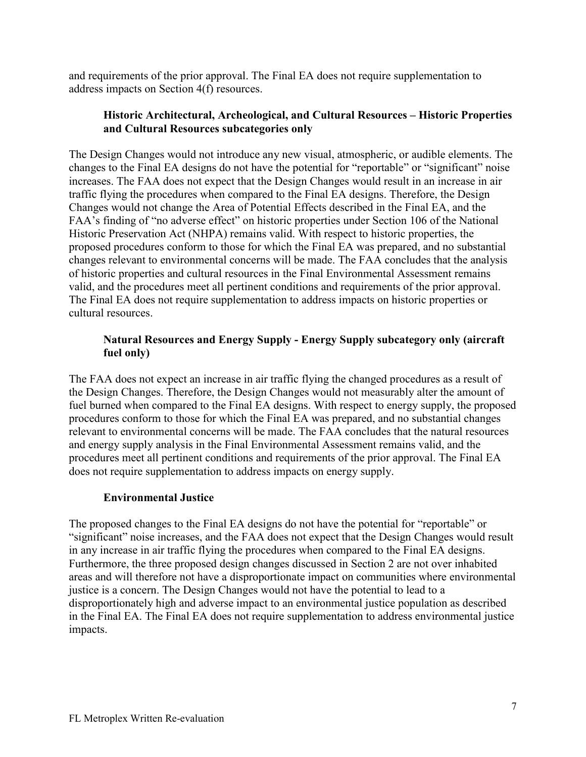and requirements of the prior approval. The Final EA does not require supplementation to address impacts on Section 4(f) resources.

### Historic Architectural, Archeological, and Cultural Resources – Historic Properties and Cultural Resources subcategories only

The Design Changes would not introduce any new visual, atmospheric, or audible elements. The changes to the Final EA designs do not have the potential for "reportable" or "significant" noise increases. The FAA does not expect that the Design Changes would result in an increase in air traffic flying the procedures when compared to the Final EA designs. Therefore, the Design Changes would not change the Area of Potential Effects described in the Final EA, and the FAA's finding of "no adverse effect" on historic properties under Section 106 of the National Historic Preservation Act (NHPA) remains valid. With respect to historic properties, the proposed procedures conform to those for which the Final EA was prepared, and no substantial changes relevant to environmental concerns will be made. The FAA concludes that the analysis of historic properties and cultural resources in the Final Environmental Assessment remains valid, and the procedures meet all pertinent conditions and requirements of the prior approval. The Final EA does not require supplementation to address impacts on historic properties or cultural resources.

### Natural Resources and Energy Supply - Energy Supply subcategory only (aircraft fuel only)

The FAA does not expect an increase in air traffic flying the changed procedures as a result of the Design Changes. Therefore, the Design Changes would not measurably alter the amount of fuel burned when compared to the Final EA designs. With respect to energy supply, the proposed procedures conform to those for which the Final EA was prepared, and no substantial changes relevant to environmental concerns will be made. The FAA concludes that the natural resources and energy supply analysis in the Final Environmental Assessment remains valid, and the procedures meet all pertinent conditions and requirements of the prior approval. The Final EA does not require supplementation to address impacts on energy supply.

### Environmental Justice

The proposed changes to the Final EA designs do not have the potential for "reportable" or "significant" noise increases, and the FAA does not expect that the Design Changes would result in any increase in air traffic flying the procedures when compared to the Final EA designs. Furthermore, the three proposed design changes discussed in Section 2 are not over inhabited areas and will therefore not have a disproportionate impact on communities where environmental justice is a concern. The Design Changes would not have the potential to lead to a disproportionately high and adverse impact to an environmental justice population as described in the Final EA. The Final EA does not require supplementation to address environmental justice impacts.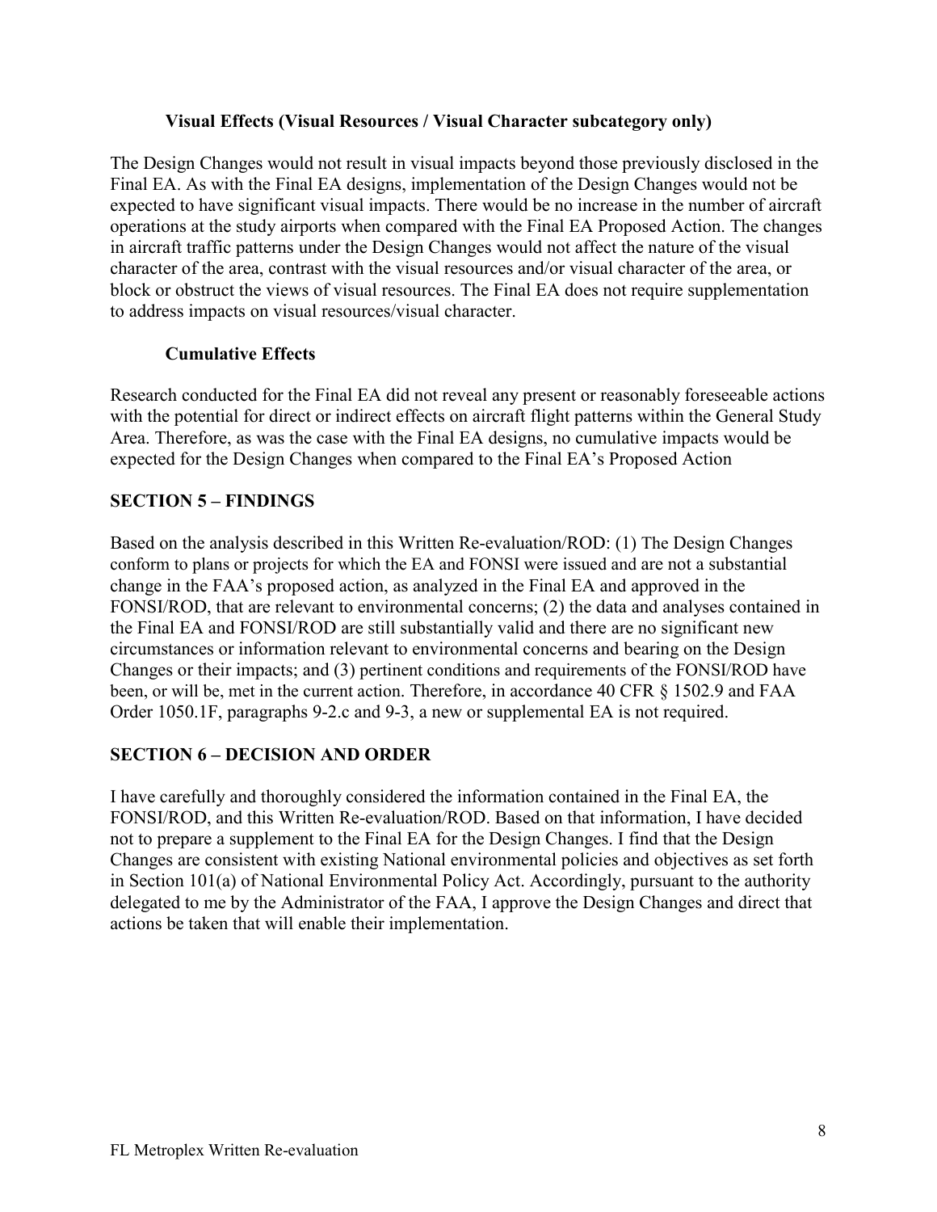### Visual Effects (Visual Resources / Visual Character subcategory only)

The Design Changes would not result in visual impacts beyond those previously disclosed in the Final EA. As with the Final EA designs, implementation of the Design Changes would not be expected to have significant visual impacts. There would be no increase in the number of aircraft operations at the study airports when compared with the Final EA Proposed Action. The changes in aircraft traffic patterns under the Design Changes would not affect the nature of the visual character of the area, contrast with the visual resources and/or visual character of the area, or block or obstruct the views of visual resources. The Final EA does not require supplementation to address impacts on visual resources/visual character.

### Cumulative Effects

Research conducted for the Final EA did not reveal any present or reasonably foreseeable actions with the potential for direct or indirect effects on aircraft flight patterns within the General Study Area. Therefore, as was the case with the Final EA designs, no cumulative impacts would be expected for the Design Changes when compared to the Final EA's Proposed Action

## SECTION 5 – FINDINGS

Based on the analysis described in this Written Re-evaluation/ROD: (1) The Design Changes conform to plans or projects for which the EA and FONSI were issued and are not a substantial change in the FAA's proposed action, as analyzed in the Final EA and approved in the FONSI/ROD, that are relevant to environmental concerns; (2) the data and analyses contained in the Final EA and FONSI/ROD are still substantially valid and there are no significant new circumstances or information relevant to environmental concerns and bearing on the Design Changes or their impacts; and (3) pertinent conditions and requirements of the FONSI/ROD have been, or will be, met in the current action. Therefore, in accordance 40 CFR § 1502.9 and FAA Order 1050.1F, paragraphs 9-2.c and 9-3, a new or supplemental EA is not required.

## SECTION 6 – DECISION AND ORDER

I have carefully and thoroughly considered the information contained in the Final EA, the FONSI/ROD, and this Written Re-evaluation/ROD. Based on that information, I have decided not to prepare a supplement to the Final EA for the Design Changes. I find that the Design Changes are consistent with existing National environmental policies and objectives as set forth in Section 101(a) of National Environmental Policy Act. Accordingly, pursuant to the authority delegated to me by the Administrator of the FAA, I approve the Design Changes and direct that actions be taken that will enable their implementation.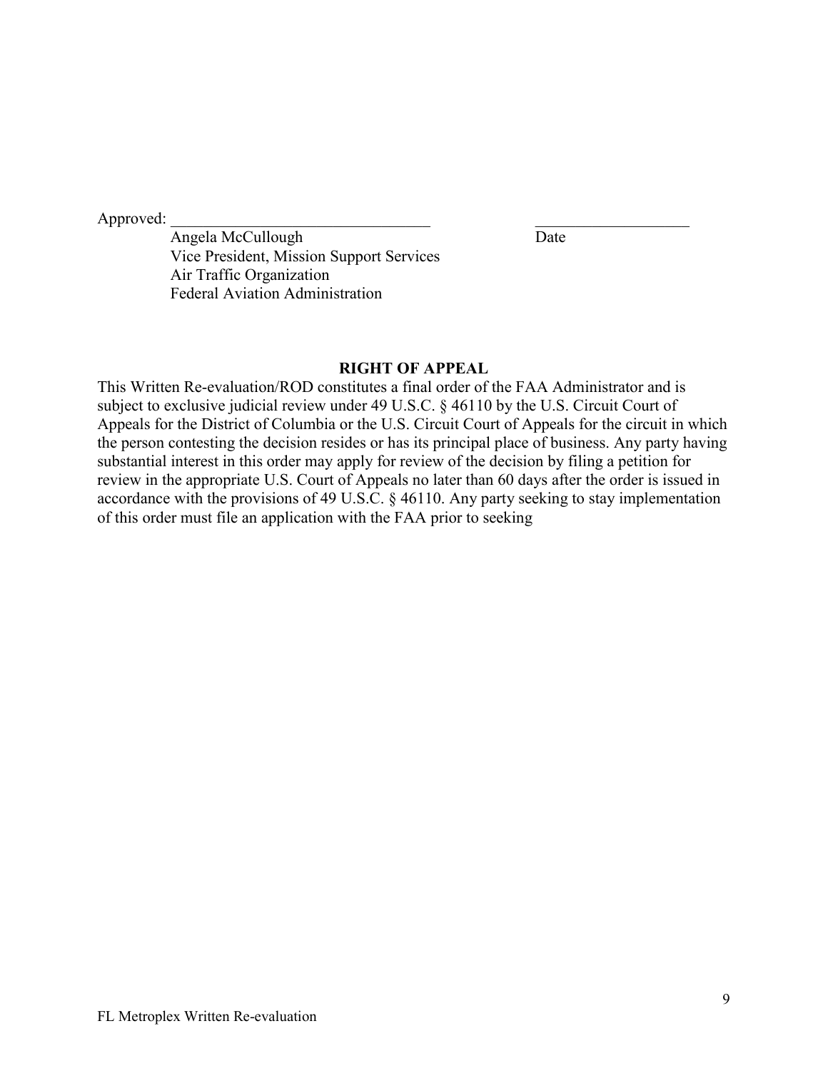Approved: ________________________________ ___________________

Angela McCullough Date

Vice President, Mission Support Services

Air Traffic Organization

Federal Aviation Administration

**RIGHT OF APPEAL**

This Written Re-evaluation/ROD constitutes a final order of the FAA Administrator and is subject to exclusive judicial review under 49 U.S.C. § 46110 by the U.S. Circuit Court of Appeals for the District of Columbia or the U.S. Circuit Court of Appeals for the circuit in which the person contesting the decision resides or has its principal place of business. Any party having substantial interest in this order may apply for review of the decision by filing a petition for review in the appropriate U.S. Court of Appeals no later than 60 days after the order is issued in accordance with the provisions of 49 U.S.C. § 46110. Any party seeking to stay implementation of this order must file an application with the FAA prior to seeking